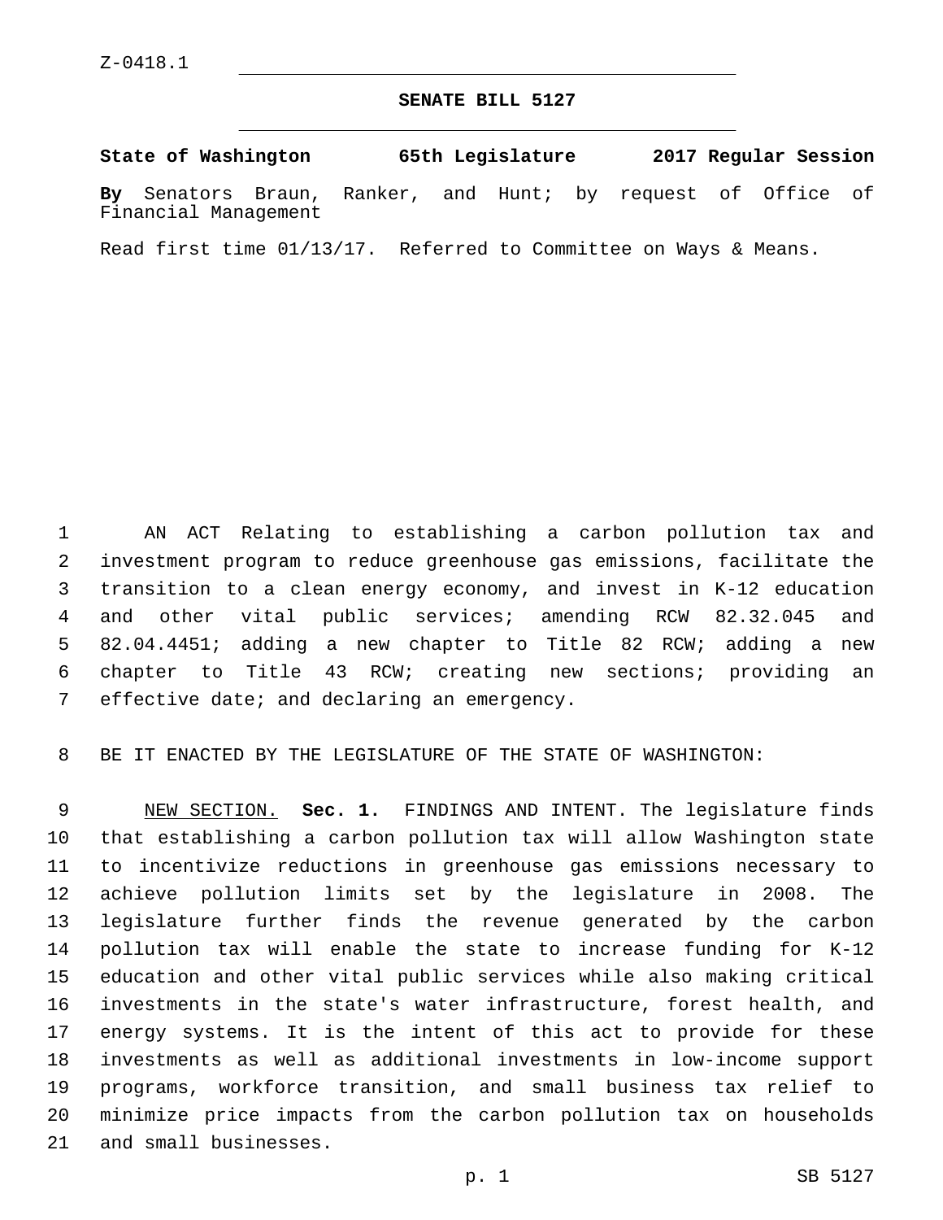Z-0418.1

**SENATE BILL 5127**

**State of Washington 65th Legislature 2017 Regular Session**

**By** Senators Braun, Ranker, and Hunt; by request of Office of Financial Management

Read first time 01/13/17. Referred to Committee on Ways & Means.

AN ACT Relating to establishing a carbon pollution tax and investment program to reduce greenhouse gas emissions, facilitate the transition to a clean energy economy, and invest in K-12 education and other vital public services; amending RCW 82.32.045 and 82.04.4451; adding a new chapter to Title 82 RCW; adding a new chapter to Title 43 RCW; creating new sections; providing an effective date; and declaring an emergency.

BE IT ENACTED BY THE LEGISLATURE OF THE STATE OF WASHINGTON:

NEW SECTION. **Sec. 1.** FINDINGS AND INTENT. The legislature finds that establishing a carbon pollution tax will allow Washington state to incentivize reductions in greenhouse gas emissions necessary to achieve pollution limits set by the legislature in 2008. The legislature further finds the revenue generated by the carbon pollution tax will enable the state to increase funding for K-12 education and other vital public services while also making critical investments in the state's water infrastructure, forest health, and energy systems. It is the intent of this act to provide for these investments as well as additional investments in low-income support programs, workforce transition, and small business tax relief to minimize price impacts from the carbon pollution tax on households and small businesses.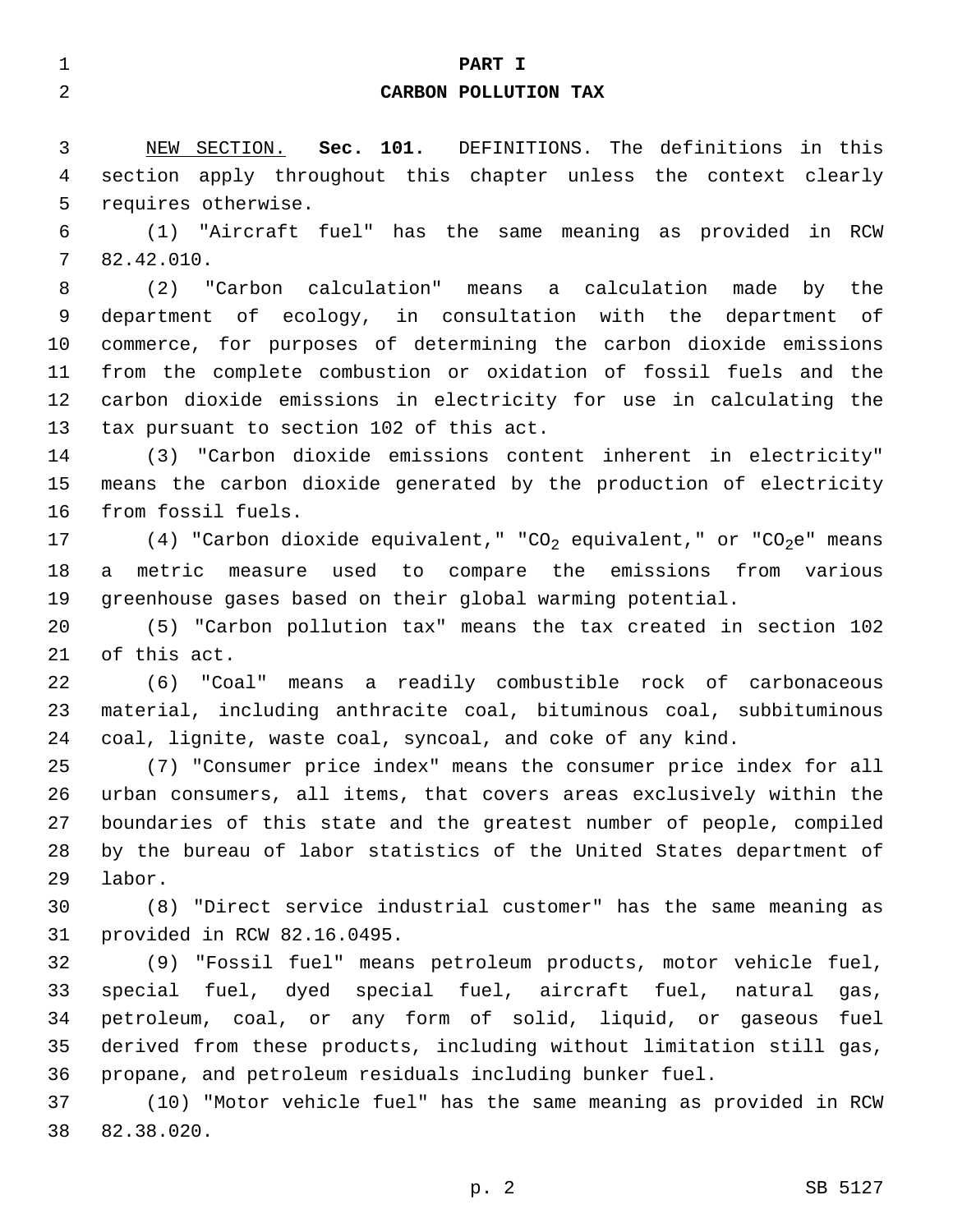# PART I
## CARBON POLLUTION TAX

NEW SECTION. **Sec. 101.** DEFINITIONS. The definitions in this section apply throughout this chapter unless the context clearly requires otherwise.

(1) "Aircraft fuel" has the same meaning as provided in RCW 82.42.010.

(2) "Carbon calculation" means a calculation made by the department of ecology, in consultation with the department of commerce, for purposes of determining the carbon dioxide emissions from the complete combustion or oxidation of fossil fuels and the carbon dioxide emissions in electricity for use in calculating the tax pursuant to section 102 of this act.

(3) "Carbon dioxide emissions content inherent in electricity" means the carbon dioxide generated by the production of electricity from fossil fuels.

(4) "Carbon dioxide equivalent," "$CO_2$ equivalent," or "$CO_2$e" means a metric measure used to compare the emissions from various greenhouse gases based on their global warming potential.

(5) "Carbon pollution tax" means the tax created in section 102 of this act.

(6) "Coal" means a readily combustible rock of carbonaceous material, including anthracite coal, bituminous coal, subbituminous coal, lignite, waste coal, syncoal, and coke of any kind.

(7) "Consumer price index" means the consumer price index for all urban consumers, all items, that covers areas exclusively within the boundaries of this state and the greatest number of people, compiled by the bureau of labor statistics of the United States department of labor.

(8) "Direct service industrial customer" has the same meaning as provided in RCW 82.16.0495.

(9) "Fossil fuel" means petroleum products, motor vehicle fuel, special fuel, dyed special fuel, aircraft fuel, natural gas, petroleum, coal, or any form of solid, liquid, or gaseous fuel derived from these products, including without limitation still gas, propane, and petroleum residuals including bunker fuel.

(10) "Motor vehicle fuel" has the same meaning as provided in RCW 82.38.020.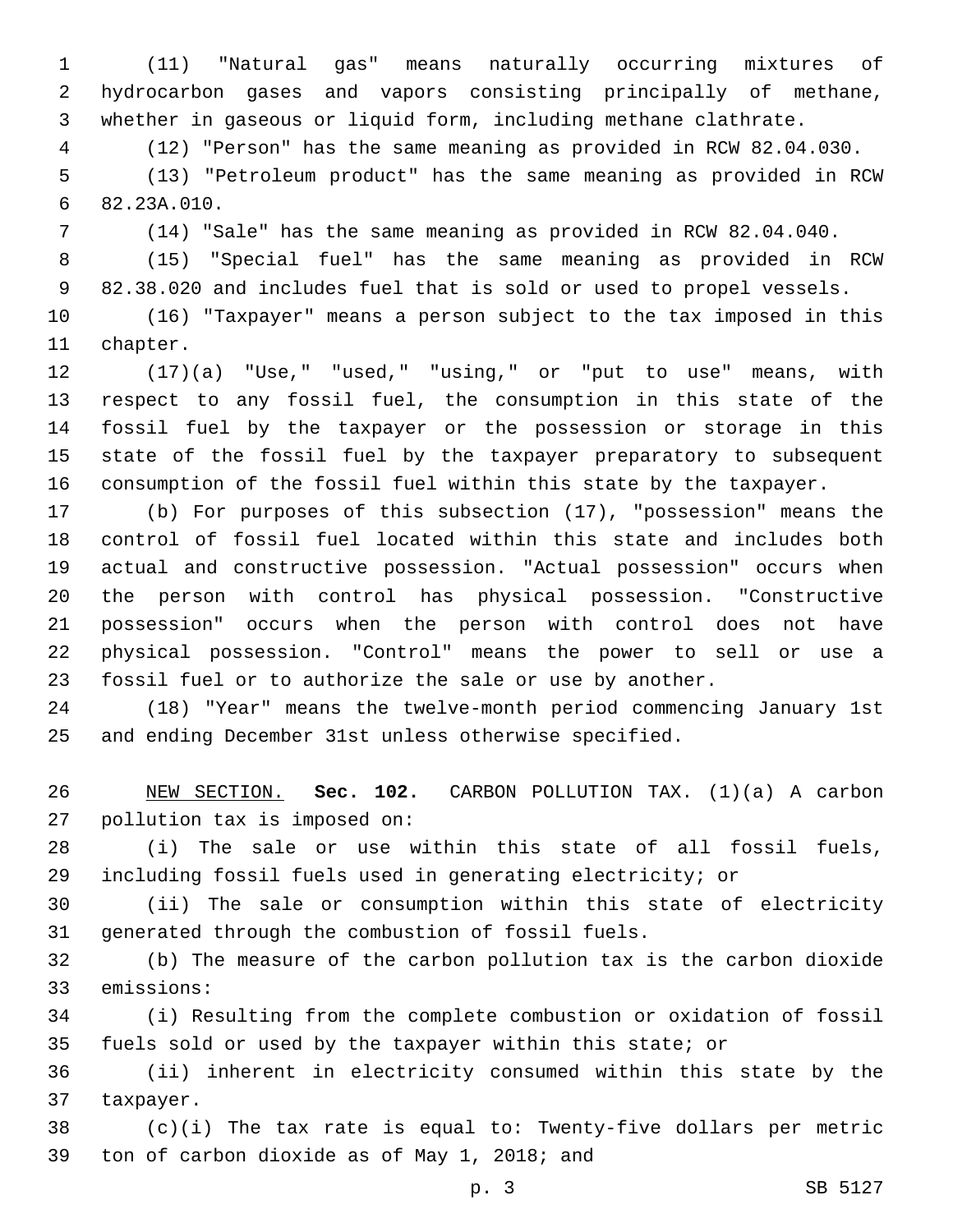(11) "Natural gas" means naturally occurring mixtures of hydrocarbon gases and vapors consisting principally of methane, whether in gaseous or liquid form, including methane clathrate.

(12) "Person" has the same meaning as provided in RCW 82.04.030.

(13) "Petroleum product" has the same meaning as provided in RCW 82.23A.010.

(14) "Sale" has the same meaning as provided in RCW 82.04.040.

(15) "Special fuel" has the same meaning as provided in RCW 82.38.020 and includes fuel that is sold or used to propel vessels.

(16) "Taxpayer" means a person subject to the tax imposed in this chapter.

(17)(a) "Use," "used," "using," or "put to use" means, with respect to any fossil fuel, the consumption in this state of the fossil fuel by the taxpayer or the possession or storage in this state of the fossil fuel by the taxpayer preparatory to subsequent consumption of the fossil fuel within this state by the taxpayer.

(b) For purposes of this subsection (17), "possession" means the control of fossil fuel located within this state and includes both actual and constructive possession. "Actual possession" occurs when the person with control has physical possession. "Constructive possession" occurs when the person with control does not have physical possession. "Control" means the power to sell or use a fossil fuel or to authorize the sale or use by another.

(18) "Year" means the twelve-month period commencing January 1st and ending December 31st unless otherwise specified.

NEW SECTION. **Sec. 102.** CARBON POLLUTION TAX. (1)(a) A carbon pollution tax is imposed on:

(i) The sale or use within this state of all fossil fuels, including fossil fuels used in generating electricity; or

(ii) The sale or consumption within this state of electricity generated through the combustion of fossil fuels.

(b) The measure of the carbon pollution tax is the carbon dioxide emissions:

(i) Resulting from the complete combustion or oxidation of fossil fuels sold or used by the taxpayer within this state; or

(ii) inherent in electricity consumed within this state by the taxpayer.

(c)(i) The tax rate is equal to: Twenty-five dollars per metric ton of carbon dioxide as of May 1, 2018; and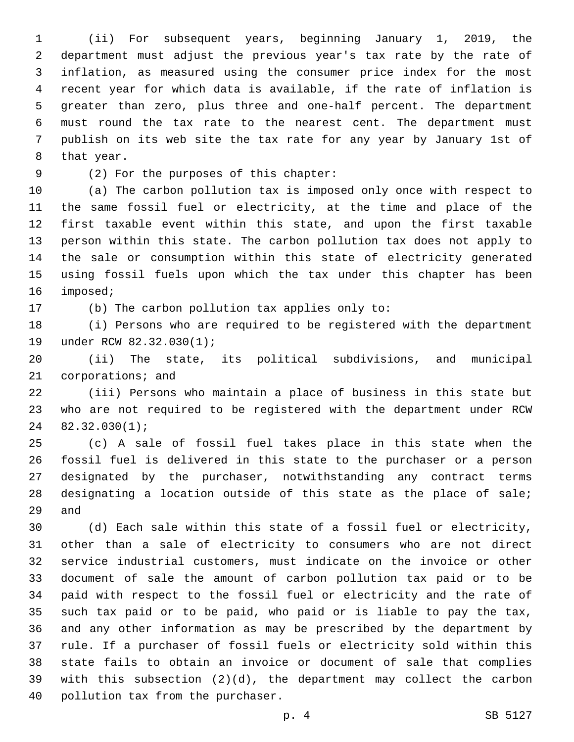(ii) For subsequent years, beginning January 1, 2019, the department must adjust the previous year's tax rate by the rate of inflation, as measured using the consumer price index for the most recent year for which data is available, if the rate of inflation is greater than zero, plus three and one-half percent. The department must round the tax rate to the nearest cent. The department must publish on its web site the tax rate for any year by January 1st of that year.

(2) For the purposes of this chapter:

(a) The carbon pollution tax is imposed only once with respect to the same fossil fuel or electricity, at the time and place of the first taxable event within this state, and upon the first taxable person within this state. The carbon pollution tax does not apply to the sale or consumption within this state of electricity generated using fossil fuels upon which the tax under this chapter has been imposed;

(b) The carbon pollution tax applies only to:

(i) Persons who are required to be registered with the department under RCW 82.32.030(1);

(ii) The state, its political subdivisions, and municipal corporations; and

(iii) Persons who maintain a place of business in this state but who are not required to be registered with the department under RCW 82.32.030(1);

(c) A sale of fossil fuel takes place in this state when the fossil fuel is delivered in this state to the purchaser or a person designated by the purchaser, notwithstanding any contract terms designating a location outside of this state as the place of sale; and

(d) Each sale within this state of a fossil fuel or electricity, other than a sale of electricity to consumers who are not direct service industrial customers, must indicate on the invoice or other document of sale the amount of carbon pollution tax paid or to be paid with respect to the fossil fuel or electricity and the rate of such tax paid or to be paid, who paid or is liable to pay the tax, and any other information as may be prescribed by the department by rule. If a purchaser of fossil fuels or electricity sold within this state fails to obtain an invoice or document of sale that complies with this subsection (2)(d), the department may collect the carbon pollution tax from the purchaser.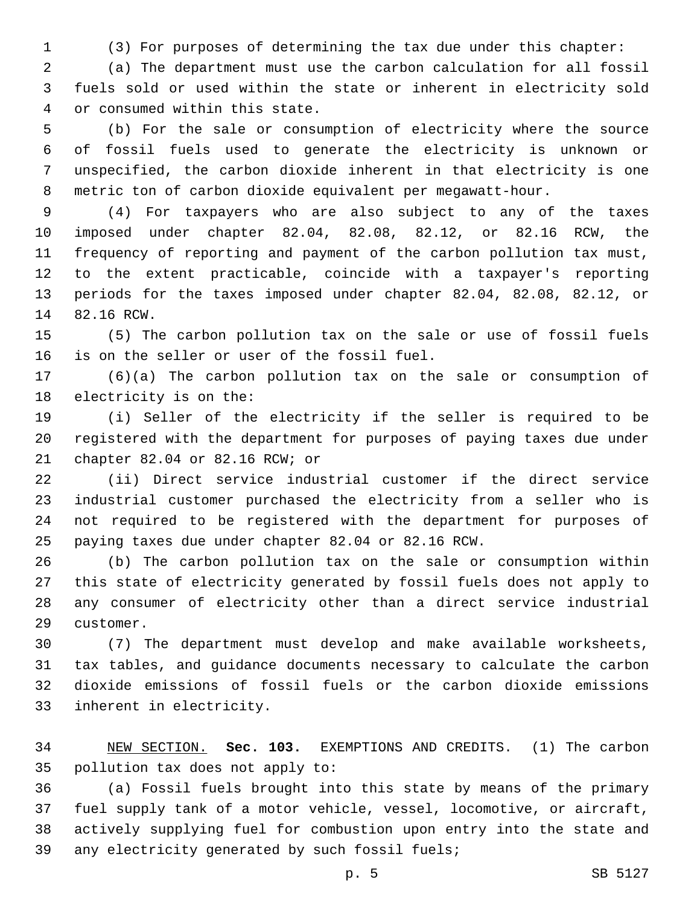(3) For purposes of determining the tax due under this chapter:

(a) The department must use the carbon calculation for all fossil fuels sold or used within the state or inherent in electricity sold or consumed within this state.

(b) For the sale or consumption of electricity where the source of fossil fuels used to generate the electricity is unknown or unspecified, the carbon dioxide inherent in that electricity is one metric ton of carbon dioxide equivalent per megawatt-hour.

(4) For taxpayers who are also subject to any of the taxes imposed under chapter 82.04, 82.08, 82.12, or 82.16 RCW, the frequency of reporting and payment of the carbon pollution tax must, to the extent practicable, coincide with a taxpayer's reporting periods for the taxes imposed under chapter 82.04, 82.08, 82.12, or 82.16 RCW.

(5) The carbon pollution tax on the sale or use of fossil fuels is on the seller or user of the fossil fuel.

(6)(a) The carbon pollution tax on the sale or consumption of electricity is on the:

(i) Seller of the electricity if the seller is required to be registered with the department for purposes of paying taxes due under chapter 82.04 or 82.16 RCW; or

(ii) Direct service industrial customer if the direct service industrial customer purchased the electricity from a seller who is not required to be registered with the department for purposes of paying taxes due under chapter 82.04 or 82.16 RCW.

(b) The carbon pollution tax on the sale or consumption within this state of electricity generated by fossil fuels does not apply to any consumer of electricity other than a direct service industrial customer.

(7) The department must develop and make available worksheets, tax tables, and guidance documents necessary to calculate the carbon dioxide emissions of fossil fuels or the carbon dioxide emissions inherent in electricity.

NEW SECTION. **Sec. 103.** EXEMPTIONS AND CREDITS. (1) The carbon pollution tax does not apply to:

(a) Fossil fuels brought into this state by means of the primary fuel supply tank of a motor vehicle, vessel, locomotive, or aircraft, actively supplying fuel for combustion upon entry into the state and any electricity generated by such fossil fuels;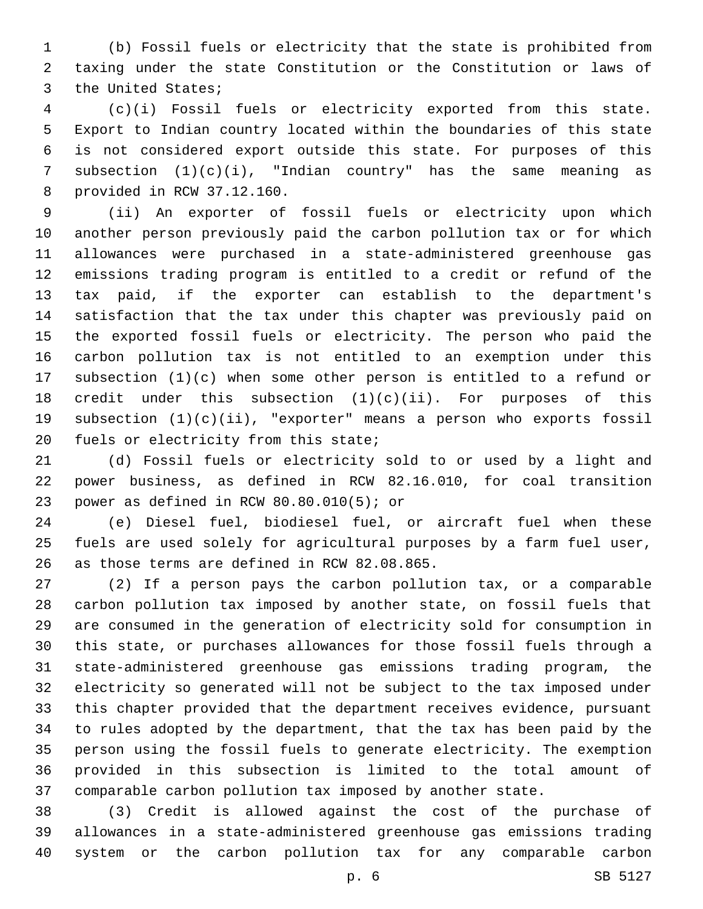(b) Fossil fuels or electricity that the state is prohibited from taxing under the state Constitution or the Constitution or laws of the United States;

(c)(i) Fossil fuels or electricity exported from this state. Export to Indian country located within the boundaries of this state is not considered export outside this state. For purposes of this subsection (1)(c)(i), "Indian country" has the same meaning as provided in RCW 37.12.160.

(ii) An exporter of fossil fuels or electricity upon which another person previously paid the carbon pollution tax or for which allowances were purchased in a state-administered greenhouse gas emissions trading program is entitled to a credit or refund of the tax paid, if the exporter can establish to the department's satisfaction that the tax under this chapter was previously paid on the exported fossil fuels or electricity. The person who paid the carbon pollution tax is not entitled to an exemption under this subsection (1)(c) when some other person is entitled to a refund or credit under this subsection (1)(c)(ii). For purposes of this subsection (1)(c)(ii), "exporter" means a person who exports fossil fuels or electricity from this state;

(d) Fossil fuels or electricity sold to or used by a light and power business, as defined in RCW 82.16.010, for coal transition power as defined in RCW 80.80.010(5); or

(e) Diesel fuel, biodiesel fuel, or aircraft fuel when these fuels are used solely for agricultural purposes by a farm fuel user, as those terms are defined in RCW 82.08.865.

(2) If a person pays the carbon pollution tax, or a comparable carbon pollution tax imposed by another state, on fossil fuels that are consumed in the generation of electricity sold for consumption in this state, or purchases allowances for those fossil fuels through a state-administered greenhouse gas emissions trading program, the electricity so generated will not be subject to the tax imposed under this chapter provided that the department receives evidence, pursuant to rules adopted by the department, that the tax has been paid by the person using the fossil fuels to generate electricity. The exemption provided in this subsection is limited to the total amount of comparable carbon pollution tax imposed by another state.

(3) Credit is allowed against the cost of the purchase of allowances in a state-administered greenhouse gas emissions trading system or the carbon pollution tax for any comparable carbon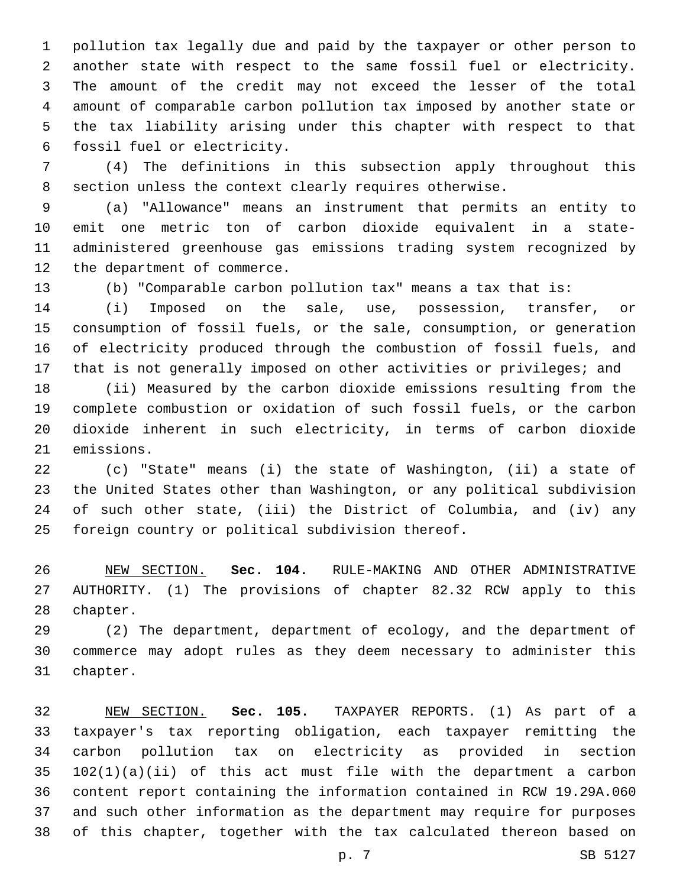pollution tax legally due and paid by the taxpayer or other person to another state with respect to the same fossil fuel or electricity. The amount of the credit may not exceed the lesser of the total amount of comparable carbon pollution tax imposed by another state or the tax liability arising under this chapter with respect to that fossil fuel or electricity.

(4) The definitions in this subsection apply throughout this section unless the context clearly requires otherwise.

(a) "Allowance" means an instrument that permits an entity to emit one metric ton of carbon dioxide equivalent in a state-administered greenhouse gas emissions trading system recognized by the department of commerce.

(b) "Comparable carbon pollution tax" means a tax that is:

(i) Imposed on the sale, use, possession, transfer, or consumption of fossil fuels, or the sale, consumption, or generation of electricity produced through the combustion of fossil fuels, and that is not generally imposed on other activities or privileges; and

(ii) Measured by the carbon dioxide emissions resulting from the complete combustion or oxidation of such fossil fuels, or the carbon dioxide inherent in such electricity, in terms of carbon dioxide emissions.

(c) "State" means (i) the state of Washington, (ii) a state of the United States other than Washington, or any political subdivision of such other state, (iii) the District of Columbia, and (iv) any foreign country or political subdivision thereof.

NEW SECTION. **Sec. 104.** RULE-MAKING AND OTHER ADMINISTRATIVE AUTHORITY. (1) The provisions of chapter 82.32 RCW apply to this chapter.

(2) The department, department of ecology, and the department of commerce may adopt rules as they deem necessary to administer this chapter.

NEW SECTION. **Sec. 105.** TAXPAYER REPORTS. (1) As part of a taxpayer's tax reporting obligation, each taxpayer remitting the carbon pollution tax on electricity as provided in section 102(1)(a)(ii) of this act must file with the department a carbon content report containing the information contained in RCW 19.29A.060 and such other information as the department may require for purposes of this chapter, together with the tax calculated thereon based on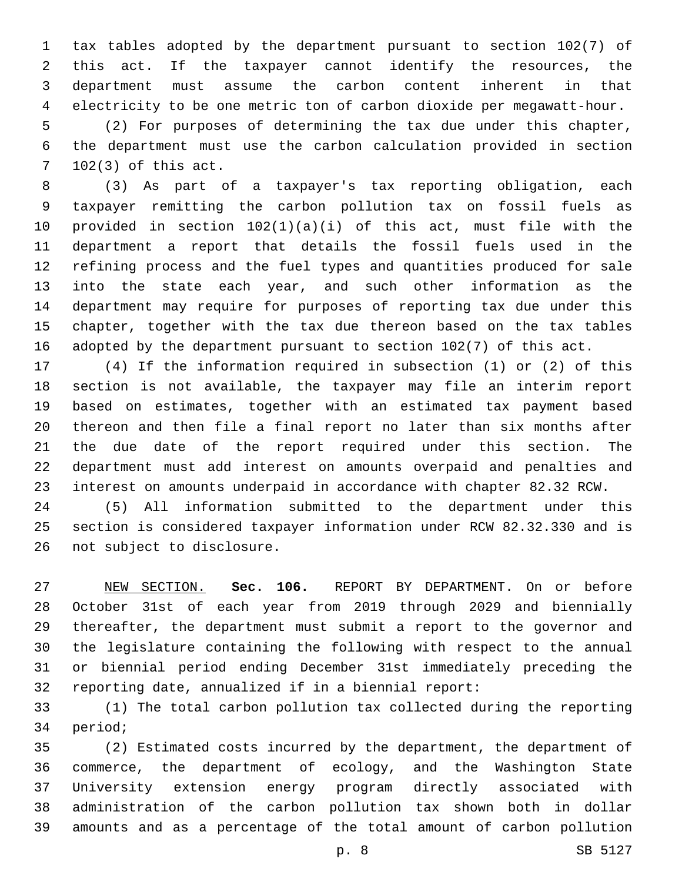tax tables adopted by the department pursuant to section 102(7) of this act. If the taxpayer cannot identify the resources, the department must assume the carbon content inherent in that electricity to be one metric ton of carbon dioxide per megawatt-hour.

(2) For purposes of determining the tax due under this chapter, the department must use the carbon calculation provided in section 102(3) of this act.

(3) As part of a taxpayer's tax reporting obligation, each taxpayer remitting the carbon pollution tax on fossil fuels as provided in section 102(1)(a)(i) of this act, must file with the department a report that details the fossil fuels used in the refining process and the fuel types and quantities produced for sale into the state each year, and such other information as the department may require for purposes of reporting tax due under this chapter, together with the tax due thereon based on the tax tables adopted by the department pursuant to section 102(7) of this act.

(4) If the information required in subsection (1) or (2) of this section is not available, the taxpayer may file an interim report based on estimates, together with an estimated tax payment based thereon and then file a final report no later than six months after the due date of the report required under this section. The department must add interest on amounts overpaid and penalties and interest on amounts underpaid in accordance with chapter 82.32 RCW.

(5) All information submitted to the department under this section is considered taxpayer information under RCW 82.32.330 and is not subject to disclosure.

NEW SECTION. **Sec. 106.** REPORT BY DEPARTMENT. On or before October 31st of each year from 2019 through 2029 and biennially thereafter, the department must submit a report to the governor and the legislature containing the following with respect to the annual or biennial period ending December 31st immediately preceding the reporting date, annualized if in a biennial report:

(1) The total carbon pollution tax collected during the reporting period;

(2) Estimated costs incurred by the department, the department of commerce, the department of ecology, and the Washington State University extension energy program directly associated with administration of the carbon pollution tax shown both in dollar amounts and as a percentage of the total amount of carbon pollution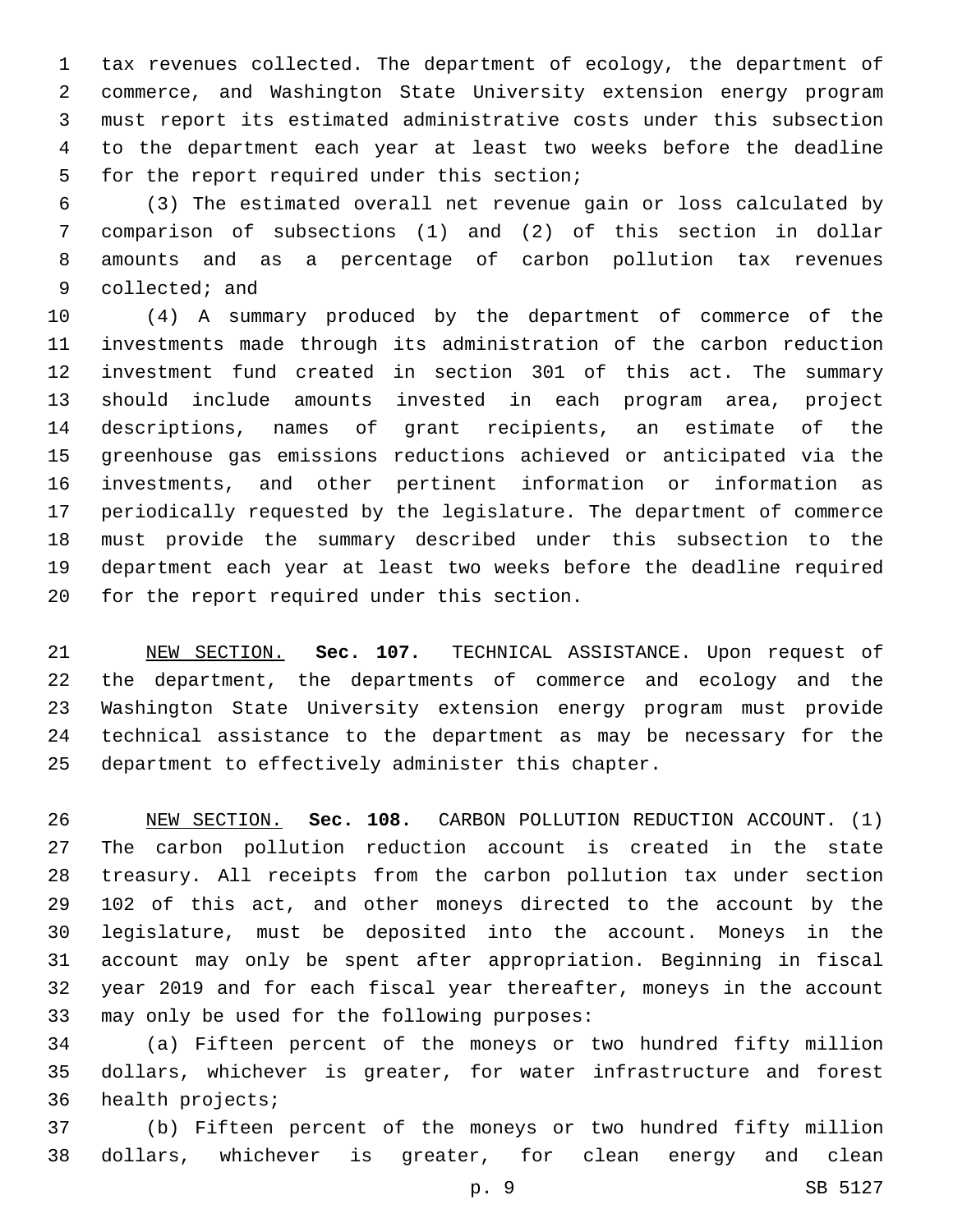tax revenues collected. The department of ecology, the department of commerce, and Washington State University extension energy program must report its estimated administrative costs under this subsection to the department each year at least two weeks before the deadline for the report required under this section;

(3) The estimated overall net revenue gain or loss calculated by comparison of subsections (1) and (2) of this section in dollar amounts and as a percentage of carbon pollution tax revenues collected; and

(4) A summary produced by the department of commerce of the investments made through its administration of the carbon reduction investment fund created in section 301 of this act. The summary should include amounts invested in each program area, project descriptions, names of grant recipients, an estimate of the greenhouse gas emissions reductions achieved or anticipated via the investments, and other pertinent information or information as periodically requested by the legislature. The department of commerce must provide the summary described under this subsection to the department each year at least two weeks before the deadline required for the report required under this section.

NEW SECTION. **Sec. 107.** TECHNICAL ASSISTANCE. Upon request of the department, the departments of commerce and ecology and the Washington State University extension energy program must provide technical assistance to the department as may be necessary for the department to effectively administer this chapter.

NEW SECTION. **Sec. 108.** CARBON POLLUTION REDUCTION ACCOUNT. (1) The carbon pollution reduction account is created in the state treasury. All receipts from the carbon pollution tax under section 102 of this act, and other moneys directed to the account by the legislature, must be deposited into the account. Moneys in the account may only be spent after appropriation. Beginning in fiscal year 2019 and for each fiscal year thereafter, moneys in the account may only be used for the following purposes:

(a) Fifteen percent of the moneys or two hundred fifty million dollars, whichever is greater, for water infrastructure and forest health projects;

(b) Fifteen percent of the moneys or two hundred fifty million dollars, whichever is greater, for clean energy and clean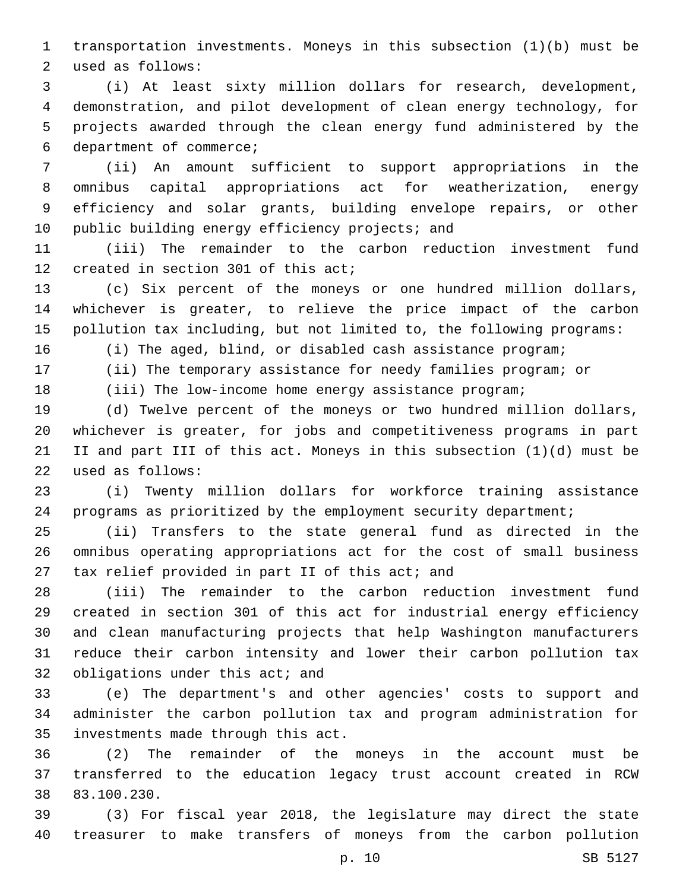transportation investments. Moneys in this subsection (1)(b) must be used as follows:

(i) At least sixty million dollars for research, development, demonstration, and pilot development of clean energy technology, for projects awarded through the clean energy fund administered by the department of commerce;

(ii) An amount sufficient to support appropriations in the omnibus capital appropriations act for weatherization, energy efficiency and solar grants, building envelope repairs, or other public building energy efficiency projects; and

(iii) The remainder to the carbon reduction investment fund created in section 301 of this act;

(c) Six percent of the moneys or one hundred million dollars, whichever is greater, to relieve the price impact of the carbon pollution tax including, but not limited to, the following programs:

(i) The aged, blind, or disabled cash assistance program;

(ii) The temporary assistance for needy families program; or

(iii) The low-income home energy assistance program;

(d) Twelve percent of the moneys or two hundred million dollars, whichever is greater, for jobs and competitiveness programs in part II and part III of this act. Moneys in this subsection (1)(d) must be used as follows:

(i) Twenty million dollars for workforce training assistance programs as prioritized by the employment security department;

(ii) Transfers to the state general fund as directed in the omnibus operating appropriations act for the cost of small business tax relief provided in part II of this act; and

(iii) The remainder to the carbon reduction investment fund created in section 301 of this act for industrial energy efficiency and clean manufacturing projects that help Washington manufacturers reduce their carbon intensity and lower their carbon pollution tax obligations under this act; and

(e) The department's and other agencies' costs to support and administer the carbon pollution tax and program administration for investments made through this act.

(2) The remainder of the moneys in the account must be transferred to the education legacy trust account created in RCW 83.100.230.

(3) For fiscal year 2018, the legislature may direct the state treasurer to make transfers of moneys from the carbon pollution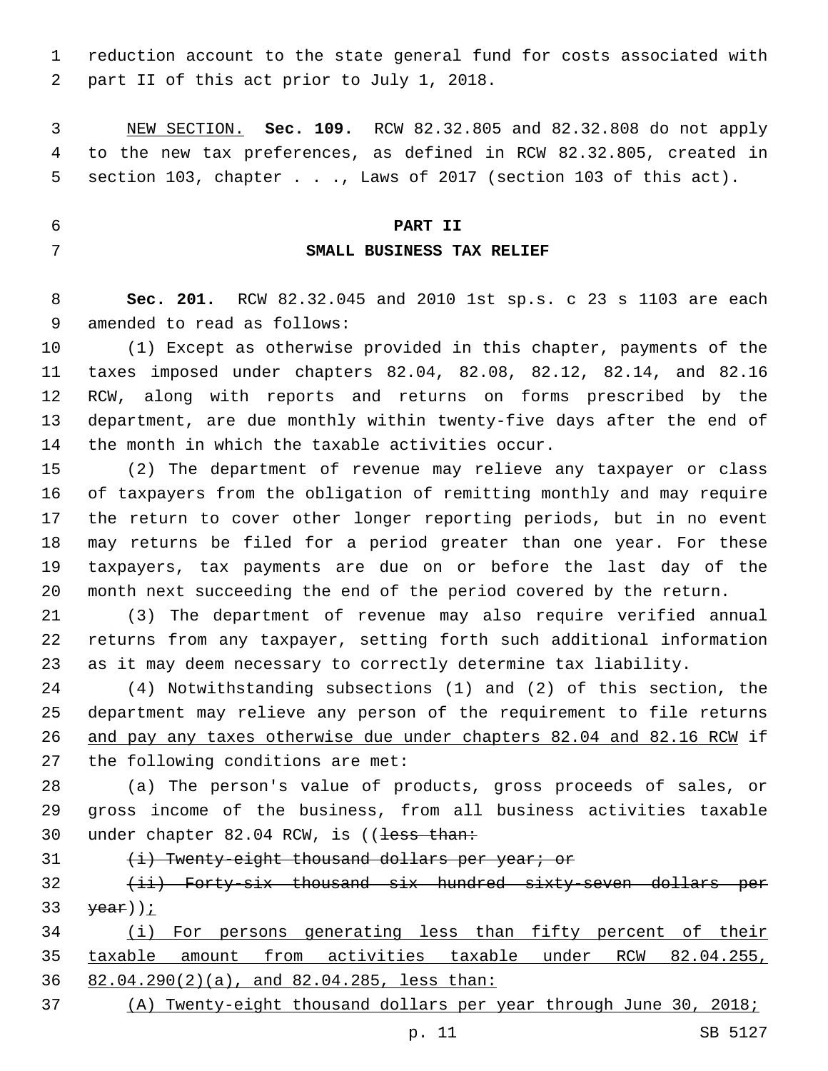reduction account to the state general fund for costs associated with part II of this act prior to July 1, 2018.

NEW SECTION. **Sec. 109.** RCW 82.32.805 and 82.32.808 do not apply to the new tax preferences, as defined in RCW 82.32.805, created in section 103, chapter . . ., Laws of 2017 (section 103 of this act).

## PART II
## SMALL BUSINESS TAX RELIEF

**Sec. 201.** RCW 82.32.045 and 2010 1st sp.s. c 23 s 1103 are each amended to read as follows:

(1) Except as otherwise provided in this chapter, payments of the taxes imposed under chapters 82.04, 82.08, 82.12, 82.14, and 82.16 RCW, along with reports and returns on forms prescribed by the department, are due monthly within twenty-five days after the end of the month in which the taxable activities occur.

(2) The department of revenue may relieve any taxpayer or class of taxpayers from the obligation of remitting monthly and may require the return to cover other longer reporting periods, but in no event may returns be filed for a period greater than one year. For these taxpayers, tax payments are due on or before the last day of the month next succeeding the end of the period covered by the return.

(3) The department of revenue may also require verified annual returns from any taxpayer, setting forth such additional information as it may deem necessary to correctly determine tax liability.

(4) Notwithstanding subsections (1) and (2) of this section, the department may relieve any person of the requirement to file returns and pay any taxes otherwise due under chapters 82.04 and 82.16 RCW if the following conditions are met:

(a) The person's value of products, gross proceeds of sales, or gross income of the business, from all business activities taxable under chapter 82.04 RCW, is ((~~less than:~~

~~(i) Twenty-eight thousand dollars per year; or~~

~~(ii) Forty-six thousand six hundred sixty-seven dollars per year~~));

(i) For persons generating less than fifty percent of their taxable amount from activities taxable under RCW 82.04.255, 82.04.290(2)(a), and 82.04.285, less than:

(A) Twenty-eight thousand dollars per year through June 30, 2018;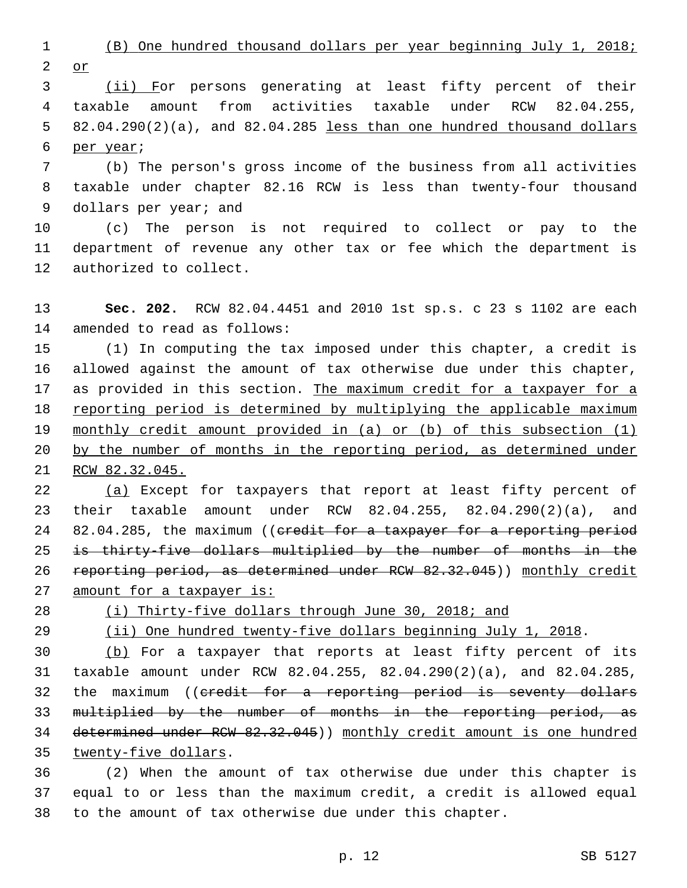(B) One hundred thousand dollars per year beginning July 1, 2018; or

(ii) For persons generating at least fifty percent of their taxable amount from activities taxable under RCW 82.04.255, 82.04.290(2)(a), and 82.04.285 less than one hundred thousand dollars per year;

(b) The person's gross income of the business from all activities taxable under chapter 82.16 RCW is less than twenty-four thousand dollars per year; and

(c) The person is not required to collect or pay to the department of revenue any other tax or fee which the department is authorized to collect.

**Sec. 202.** RCW 82.04.4451 and 2010 1st sp.s. c 23 s 1102 are each amended to read as follows:

(1) In computing the tax imposed under this chapter, a credit is allowed against the amount of tax otherwise due under this chapter, as provided in this section. The maximum credit for a taxpayer for a reporting period is determined by multiplying the applicable maximum monthly credit amount provided in (a) or (b) of this subsection (1) by the number of months in the reporting period, as determined under RCW 82.32.045.

(a) Except for taxpayers that report at least fifty percent of their taxable amount under RCW 82.04.255, 82.04.290(2)(a), and 82.04.285, the maximum ((~~credit for a taxpayer for a reporting period is thirty-five dollars multiplied by the number of months in the reporting period, as determined under RCW 82.32.045~~)) monthly credit amount for a taxpayer is:

(i) Thirty-five dollars through June 30, 2018; and

(ii) One hundred twenty-five dollars beginning July 1, 2018.

(b) For a taxpayer that reports at least fifty percent of its taxable amount under RCW 82.04.255, 82.04.290(2)(a), and 82.04.285, the maximum ((~~credit for a reporting period is seventy dollars multiplied by the number of months in the reporting period, as determined under RCW 82.32.045~~)) monthly credit amount is one hundred twenty-five dollars.

(2) When the amount of tax otherwise due under this chapter is equal to or less than the maximum credit, a credit is allowed equal to the amount of tax otherwise due under this chapter.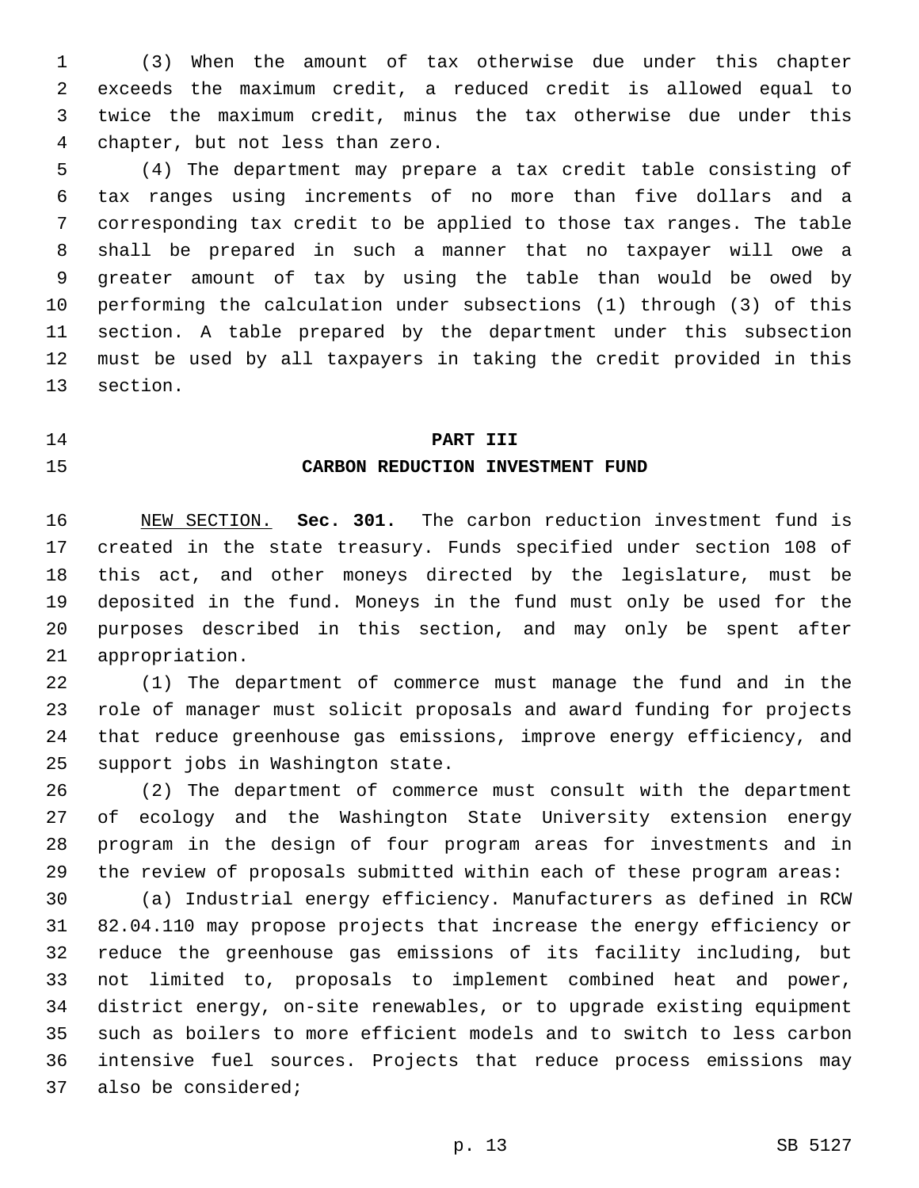(3) When the amount of tax otherwise due under this chapter exceeds the maximum credit, a reduced credit is allowed equal to twice the maximum credit, minus the tax otherwise due under this chapter, but not less than zero.

(4) The department may prepare a tax credit table consisting of tax ranges using increments of no more than five dollars and a corresponding tax credit to be applied to those tax ranges. The table shall be prepared in such a manner that no taxpayer will owe a greater amount of tax by using the table than would be owed by performing the calculation under subsections (1) through (3) of this section. A table prepared by the department under this subsection must be used by all taxpayers in taking the credit provided in this section.

## PART III
## CARBON REDUCTION INVESTMENT FUND

NEW SECTION. **Sec. 301.** The carbon reduction investment fund is created in the state treasury. Funds specified under section 108 of this act, and other moneys directed by the legislature, must be deposited in the fund. Moneys in the fund must only be used for the purposes described in this section, and may only be spent after appropriation.

(1) The department of commerce must manage the fund and in the role of manager must solicit proposals and award funding for projects that reduce greenhouse gas emissions, improve energy efficiency, and support jobs in Washington state.

(2) The department of commerce must consult with the department of ecology and the Washington State University extension energy program in the design of four program areas for investments and in the review of proposals submitted within each of these program areas:

(a) Industrial energy efficiency. Manufacturers as defined in RCW 82.04.110 may propose projects that increase the energy efficiency or reduce the greenhouse gas emissions of its facility including, but not limited to, proposals to implement combined heat and power, district energy, on-site renewables, or to upgrade existing equipment such as boilers to more efficient models and to switch to less carbon intensive fuel sources. Projects that reduce process emissions may also be considered;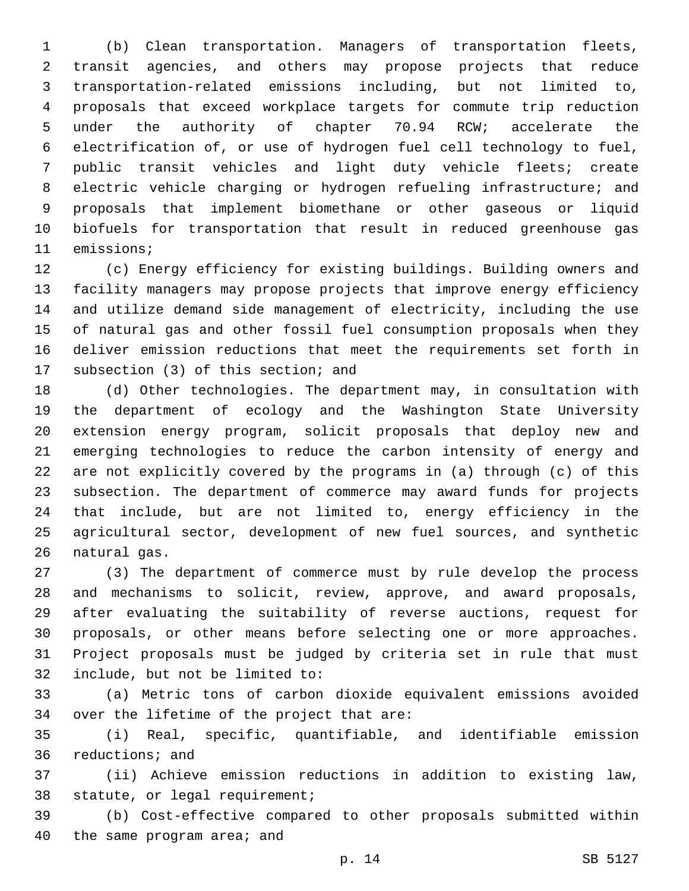(b) Clean transportation. Managers of transportation fleets, transit agencies, and others may propose projects that reduce transportation-related emissions including, but not limited to, proposals that exceed workplace targets for commute trip reduction under the authority of chapter 70.94 RCW; accelerate the electrification of, or use of hydrogen fuel cell technology to fuel, public transit vehicles and light duty vehicle fleets; create electric vehicle charging or hydrogen refueling infrastructure; and proposals that implement biomethane or other gaseous or liquid biofuels for transportation that result in reduced greenhouse gas emissions;

(c) Energy efficiency for existing buildings. Building owners and facility managers may propose projects that improve energy efficiency and utilize demand side management of electricity, including the use of natural gas and other fossil fuel consumption proposals when they deliver emission reductions that meet the requirements set forth in subsection (3) of this section; and

(d) Other technologies. The department may, in consultation with the department of ecology and the Washington State University extension energy program, solicit proposals that deploy new and emerging technologies to reduce the carbon intensity of energy and are not explicitly covered by the programs in (a) through (c) of this subsection. The department of commerce may award funds for projects that include, but are not limited to, energy efficiency in the agricultural sector, development of new fuel sources, and synthetic natural gas.

(3) The department of commerce must by rule develop the process and mechanisms to solicit, review, approve, and award proposals, after evaluating the suitability of reverse auctions, request for proposals, or other means before selecting one or more approaches. Project proposals must be judged by criteria set in rule that must include, but not be limited to:

(a) Metric tons of carbon dioxide equivalent emissions avoided over the lifetime of the project that are:

(i) Real, specific, quantifiable, and identifiable emission reductions; and

(ii) Achieve emission reductions in addition to existing law, statute, or legal requirement;

(b) Cost-effective compared to other proposals submitted within the same program area; and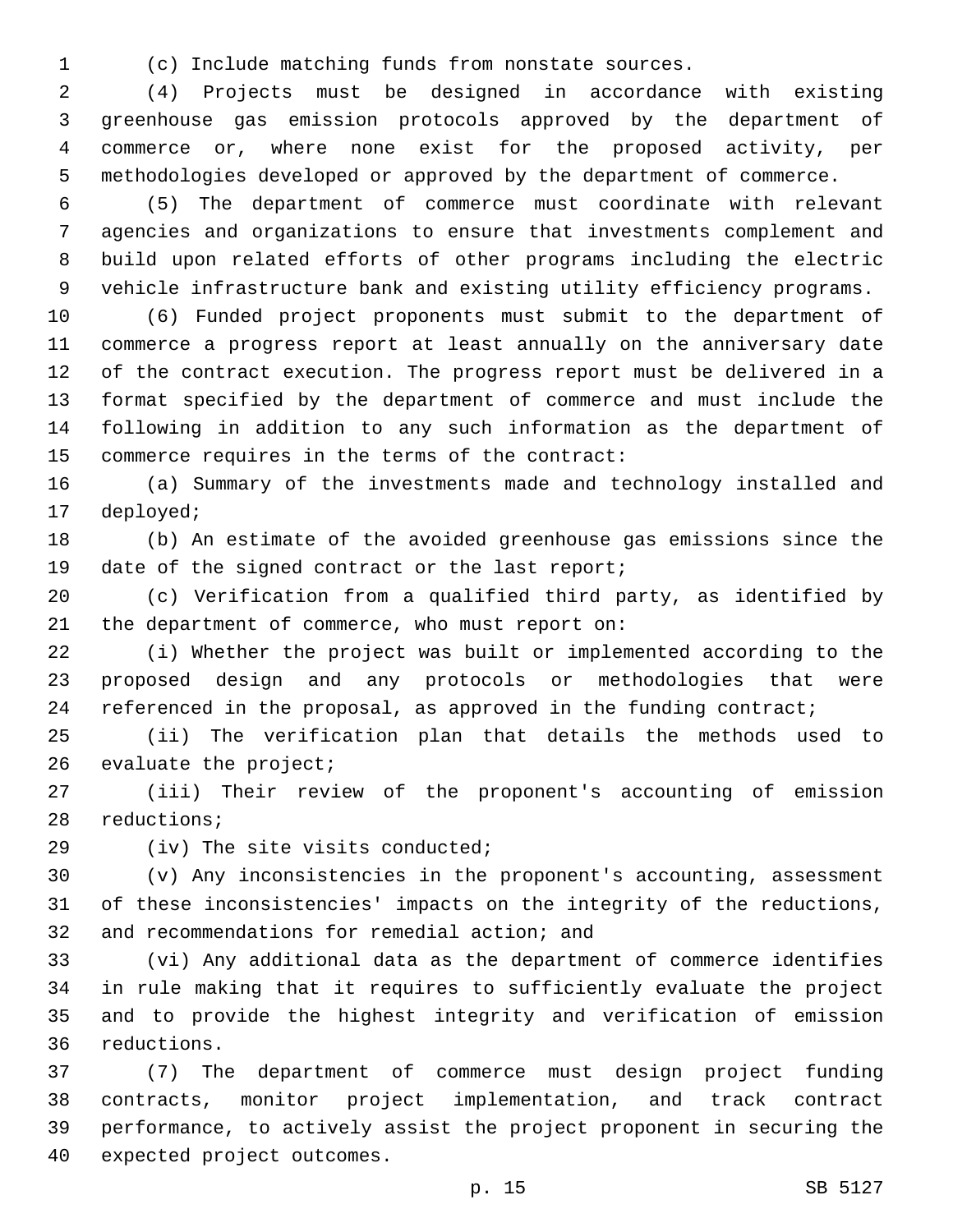(c) Include matching funds from nonstate sources.

(4) Projects must be designed in accordance with existing greenhouse gas emission protocols approved by the department of commerce or, where none exist for the proposed activity, per methodologies developed or approved by the department of commerce.

(5) The department of commerce must coordinate with relevant agencies and organizations to ensure that investments complement and build upon related efforts of other programs including the electric vehicle infrastructure bank and existing utility efficiency programs.

(6) Funded project proponents must submit to the department of commerce a progress report at least annually on the anniversary date of the contract execution. The progress report must be delivered in a format specified by the department of commerce and must include the following in addition to any such information as the department of commerce requires in the terms of the contract:

(a) Summary of the investments made and technology installed and deployed;

(b) An estimate of the avoided greenhouse gas emissions since the date of the signed contract or the last report;

(c) Verification from a qualified third party, as identified by the department of commerce, who must report on:

(i) Whether the project was built or implemented according to the proposed design and any protocols or methodologies that were referenced in the proposal, as approved in the funding contract;

(ii) The verification plan that details the methods used to evaluate the project;

(iii) Their review of the proponent's accounting of emission reductions;

(iv) The site visits conducted;

(v) Any inconsistencies in the proponent's accounting, assessment of these inconsistencies' impacts on the integrity of the reductions, and recommendations for remedial action; and

(vi) Any additional data as the department of commerce identifies in rule making that it requires to sufficiently evaluate the project and to provide the highest integrity and verification of emission reductions.

(7) The department of commerce must design project funding contracts, monitor project implementation, and track contract performance, to actively assist the project proponent in securing the expected project outcomes.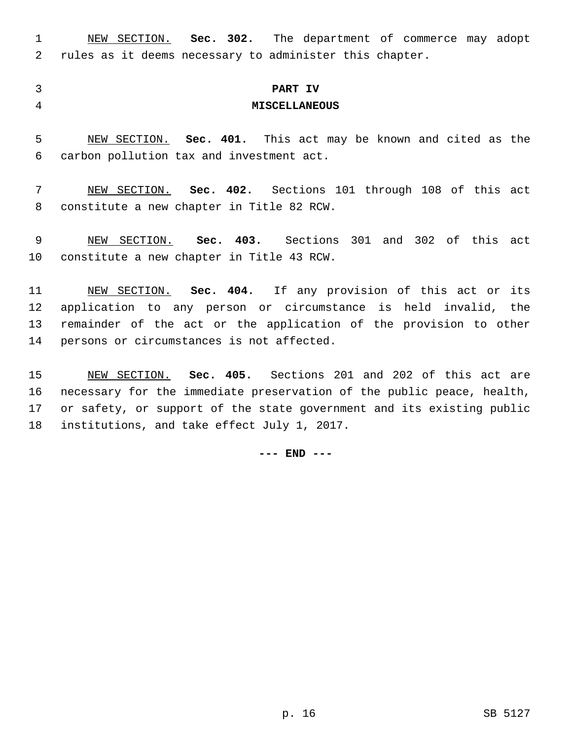NEW SECTION. **Sec. 302.** The department of commerce may adopt rules as it deems necessary to administer this chapter.

## PART IV
## MISCELLANEOUS

NEW SECTION. **Sec. 401.** This act may be known and cited as the carbon pollution tax and investment act.

NEW SECTION. **Sec. 402.** Sections 101 through 108 of this act constitute a new chapter in Title 82 RCW.

NEW SECTION. **Sec. 403.** Sections 301 and 302 of this act constitute a new chapter in Title 43 RCW.

NEW SECTION. **Sec. 404.** If any provision of this act or its application to any person or circumstance is held invalid, the remainder of the act or the application of the provision to other persons or circumstances is not affected.

NEW SECTION. **Sec. 405.** Sections 201 and 202 of this act are necessary for the immediate preservation of the public peace, health, or safety, or support of the state government and its existing public institutions, and take effect July 1, 2017.

**--- END ---**